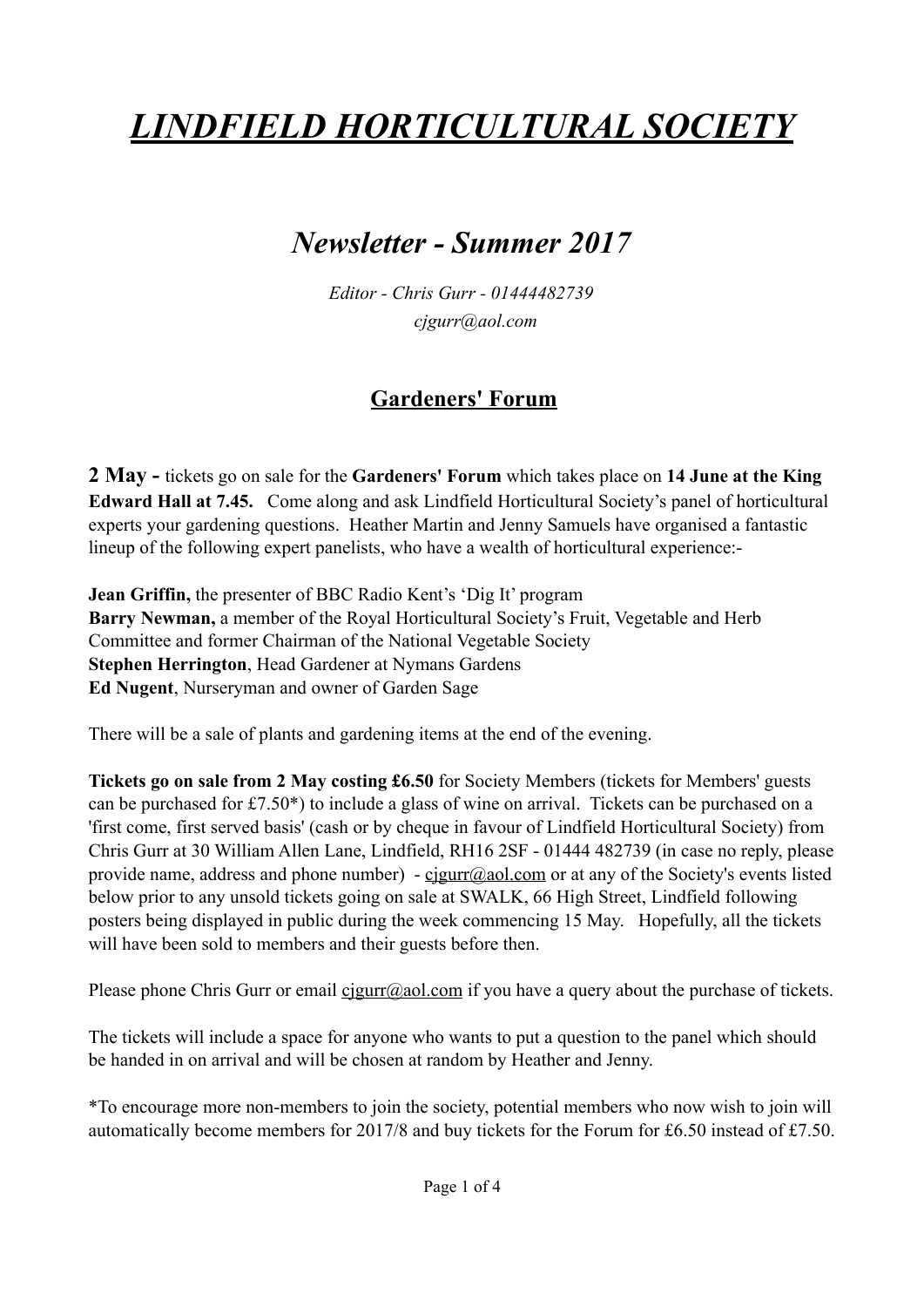# *LINDFIELD HORTICULTURAL SOCIETY*

## *Newsletter - Summer 2017*

*Editor - Chris Gurr - 01444482739*
*cjgurr@aol.com*

### Gardeners' Forum

**2 May -** tickets go on sale for the **Gardeners' Forum** which takes place on **14 June at the King Edward Hall at 7.45.** Come along and ask Lindfield Horticultural Society's panel of horticultural experts your gardening questions. Heather Martin and Jenny Samuels have organised a fantastic lineup of the following expert panelists, who have a wealth of horticultural experience:-

**Jean Griffin,** the presenter of BBC Radio Kent's 'Dig It' program
**Barry Newman,** a member of the Royal Horticultural Society's Fruit, Vegetable and Herb Committee and former Chairman of the National Vegetable Society
**Stephen Herrington**, Head Gardener at Nymans Gardens
**Ed Nugent**, Nurseryman and owner of Garden Sage

There will be a sale of plants and gardening items at the end of the evening.

**Tickets go on sale from 2 May costing £6.50** for Society Members (tickets for Members' guests can be purchased for £7.50*) to include a glass of wine on arrival. Tickets can be purchased on a 'first come, first served basis' (cash or by cheque in favour of Lindfield Horticultural Society) from Chris Gurr at 30 William Allen Lane, Lindfield, RH16 2SF - 01444 482739 (in case no reply, please provide name, address and phone number) - cjgurr@aol.com or at any of the Society's events listed below prior to any unsold tickets going on sale at SWALK, 66 High Street, Lindfield following posters being displayed in public during the week commencing 15 May. Hopefully, all the tickets will have been sold to members and their guests before then.

Please phone Chris Gurr or email cjgurr@aol.com if you have a query about the purchase of tickets.

The tickets will include a space for anyone who wants to put a question to the panel which should be handed in on arrival and will be chosen at random by Heather and Jenny.

*To encourage more non-members to join the society, potential members who now wish to join will automatically become members for 2017/8 and buy tickets for the Forum for £6.50 instead of £7.50.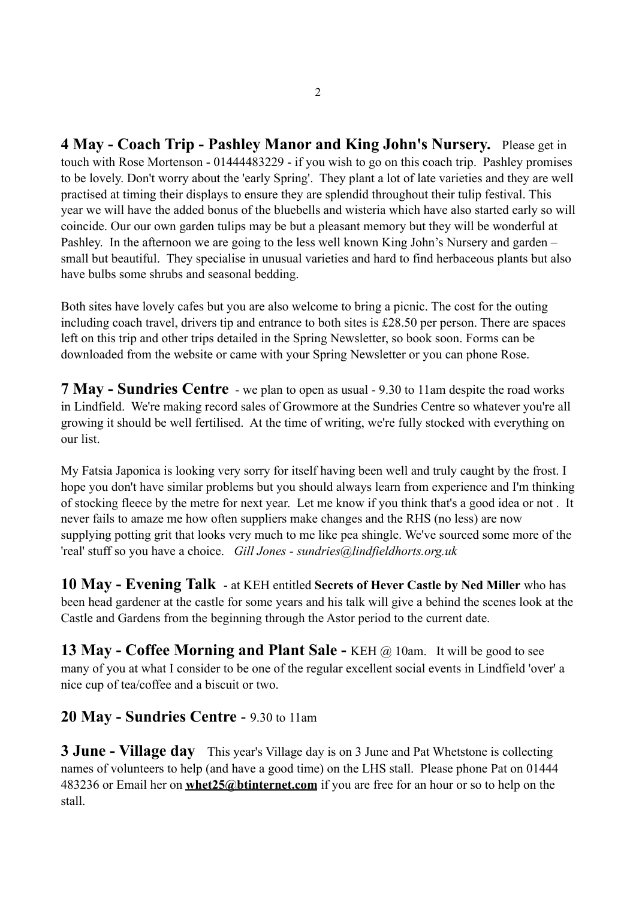**4 May - Coach Trip - Pashley Manor and King John's Nursery.** Please get in touch with Rose Mortenson - 01444483229 - if you wish to go on this coach trip. Pashley promises to be lovely. Don't worry about the 'early Spring'. They plant a lot of late varieties and they are well practised at timing their displays to ensure they are splendid throughout their tulip festival. This year we will have the added bonus of the bluebells and wisteria which have also started early so will coincide. Our our own garden tulips may be but a pleasant memory but they will be wonderful at Pashley. In the afternoon we are going to the less well known King John's Nursery and garden – small but beautiful. They specialise in unusual varieties and hard to find herbaceous plants but also have bulbs some shrubs and seasonal bedding.

Both sites have lovely cafes but you are also welcome to bring a picnic. The cost for the outing including coach travel, drivers tip and entrance to both sites is £28.50 per person. There are spaces left on this trip and other trips detailed in the Spring Newsletter, so book soon. Forms can be downloaded from the website or came with your Spring Newsletter or you can phone Rose.

**7 May - Sundries Centre** - we plan to open as usual - 9.30 to 11am despite the road works in Lindfield. We're making record sales of Growmore at the Sundries Centre so whatever you're all growing it should be well fertilised. At the time of writing, we're fully stocked with everything on our list.

My Fatsia Japonica is looking very sorry for itself having been well and truly caught by the frost. I hope you don't have similar problems but you should always learn from experience and I'm thinking of stocking fleece by the metre for next year. Let me know if you think that's a good idea or not . It never fails to amaze me how often suppliers make changes and the RHS (no less) are now supplying potting grit that looks very much to me like pea shingle. We've sourced some more of the 'real' stuff so you have a choice. *Gill Jones - sundries@lindfieldhorts.org.uk*

**10 May - Evening Talk** - at KEH entitled **Secrets of Hever Castle by Ned Miller** who has been head gardener at the castle for some years and his talk will give a behind the scenes look at the Castle and Gardens from the beginning through the Astor period to the current date.

**13 May - Coffee Morning and Plant Sale -** KEH @ 10am. It will be good to see many of you at what I consider to be one of the regular excellent social events in Lindfield 'over' a nice cup of tea/coffee and a biscuit or two.

**20 May - Sundries Centre** - 9.30 to 11am

**3 June - Village day** This year's Village day is on 3 June and Pat Whetstone is collecting names of volunteers to help (and have a good time) on the LHS stall. Please phone Pat on 01444 483236 or Email her on **whet25@btinternet.com** if you are free for an hour or so to help on the stall.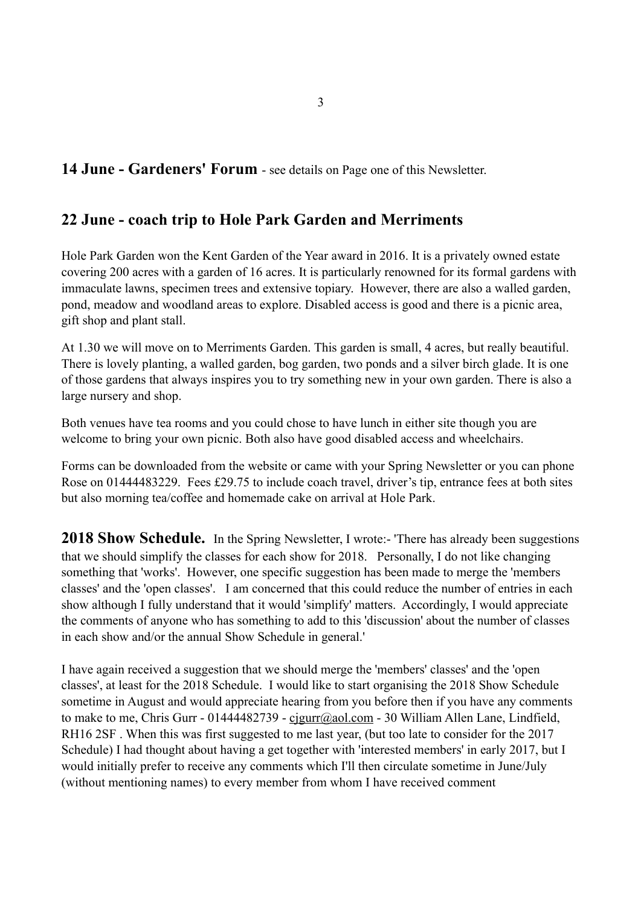## 14 June - Gardeners' Forum - see details on Page one of this Newsletter.

## 22 June - coach trip to Hole Park Garden and Merriments

Hole Park Garden won the Kent Garden of the Year award in 2016. It is a privately owned estate covering 200 acres with a garden of 16 acres. It is particularly renowned for its formal gardens with immaculate lawns, specimen trees and extensive topiary. However, there are also a walled garden, pond, meadow and woodland areas to explore. Disabled access is good and there is a picnic area, gift shop and plant stall.

At 1.30 we will move on to Merriments Garden. This garden is small, 4 acres, but really beautiful. There is lovely planting, a walled garden, bog garden, two ponds and a silver birch glade. It is one of those gardens that always inspires you to try something new in your own garden. There is also a large nursery and shop.

Both venues have tea rooms and you could chose to have lunch in either site though you are welcome to bring your own picnic. Both also have good disabled access and wheelchairs.

Forms can be downloaded from the website or came with your Spring Newsletter or you can phone Rose on 01444483229. Fees £29.75 to include coach travel, driver's tip, entrance fees at both sites but also morning tea/coffee and homemade cake on arrival at Hole Park.

**2018 Show Schedule.** In the Spring Newsletter, I wrote:- 'There has already been suggestions that we should simplify the classes for each show for 2018. Personally, I do not like changing something that 'works'. However, one specific suggestion has been made to merge the 'members classes' and the 'open classes'. I am concerned that this could reduce the number of entries in each show although I fully understand that it would 'simplify' matters. Accordingly, I would appreciate the comments of anyone who has something to add to this 'discussion' about the number of classes in each show and/or the annual Show Schedule in general.'

I have again received a suggestion that we should merge the 'members' classes' and the 'open classes', at least for the 2018 Schedule. I would like to start organising the 2018 Show Schedule sometime in August and would appreciate hearing from you before then if you have any comments to make to me, Chris Gurr - 01444482739 - cjgurr@aol.com - 30 William Allen Lane, Lindfield, RH16 2SF . When this was first suggested to me last year, (but too late to consider for the 2017 Schedule) I had thought about having a get together with 'interested members' in early 2017, but I would initially prefer to receive any comments which I'll then circulate sometime in June/July (without mentioning names) to every member from whom I have received comment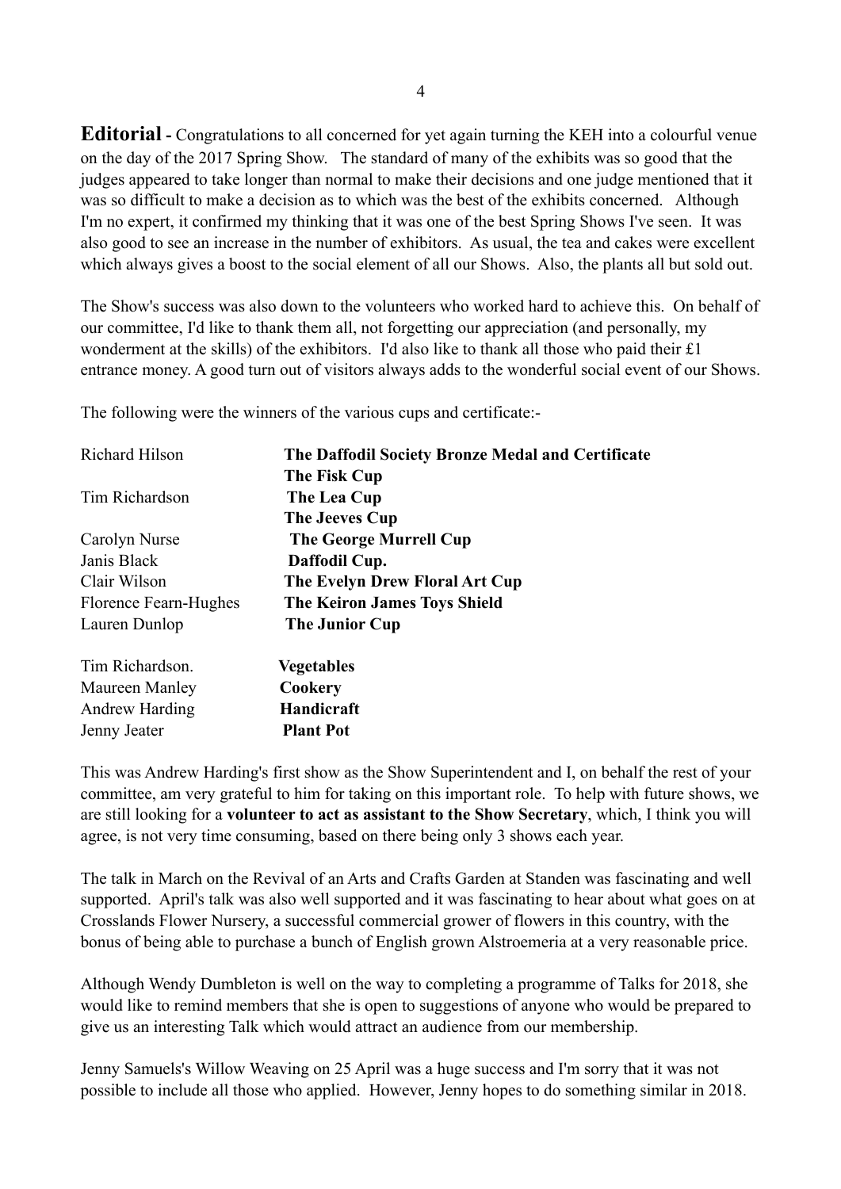**Editorial** - Congratulations to all concerned for yet again turning the KEH into a colourful venue on the day of the 2017 Spring Show. The standard of many of the exhibits was so good that the judges appeared to take longer than normal to make their decisions and one judge mentioned that it was so difficult to make a decision as to which was the best of the exhibits concerned. Although I'm no expert, it confirmed my thinking that it was one of the best Spring Shows I've seen. It was also good to see an increase in the number of exhibitors. As usual, the tea and cakes were excellent which always gives a boost to the social element of all our Shows. Also, the plants all but sold out.

The Show's success was also down to the volunteers who worked hard to achieve this. On behalf of our committee, I'd like to thank them all, not forgetting our appreciation (and personally, my wonderment at the skills) of the exhibitors. I'd also like to thank all those who paid their £1 entrance money. A good turn out of visitors always adds to the wonderful social event of our Shows.

The following were the winners of the various cups and certificate:-

| | |
|---|---|
| Richard Hilson | **The Daffodil Society Bronze Medal and Certificate** |
| | **The Fisk Cup** |
| Tim Richardson | **The Lea Cup** |
| | **The Jeeves Cup** |
| Carolyn Nurse | **The George Murrell Cup** |
| Janis Black | **Daffodil Cup.** |
| Clair Wilson | **The Evelyn Drew Floral Art Cup** |
| Florence Fearn-Hughes | **The Keiron James Toys Shield** |
| Lauren Dunlop | **The Junior Cup** |
| Tim Richardson. | **Vegetables** |
| Maureen Manley | **Cookery** |
| Andrew Harding | **Handicraft** |
| Jenny Jeater | **Plant Pot** |

This was Andrew Harding's first show as the Show Superintendent and I, on behalf the rest of your committee, am very grateful to him for taking on this important role. To help with future shows, we are still looking for a **volunteer to act as assistant to the Show Secretary**, which, I think you will agree, is not very time consuming, based on there being only 3 shows each year.

The talk in March on the Revival of an Arts and Crafts Garden at Standen was fascinating and well supported. April's talk was also well supported and it was fascinating to hear about what goes on at Crosslands Flower Nursery, a successful commercial grower of flowers in this country, with the bonus of being able to purchase a bunch of English grown Alstroemeria at a very reasonable price.

Although Wendy Dumbleton is well on the way to completing a programme of Talks for 2018, she would like to remind members that she is open to suggestions of anyone who would be prepared to give us an interesting Talk which would attract an audience from our membership.

Jenny Samuels's Willow Weaving on 25 April was a huge success and I'm sorry that it was not possible to include all those who applied. However, Jenny hopes to do something similar in 2018.